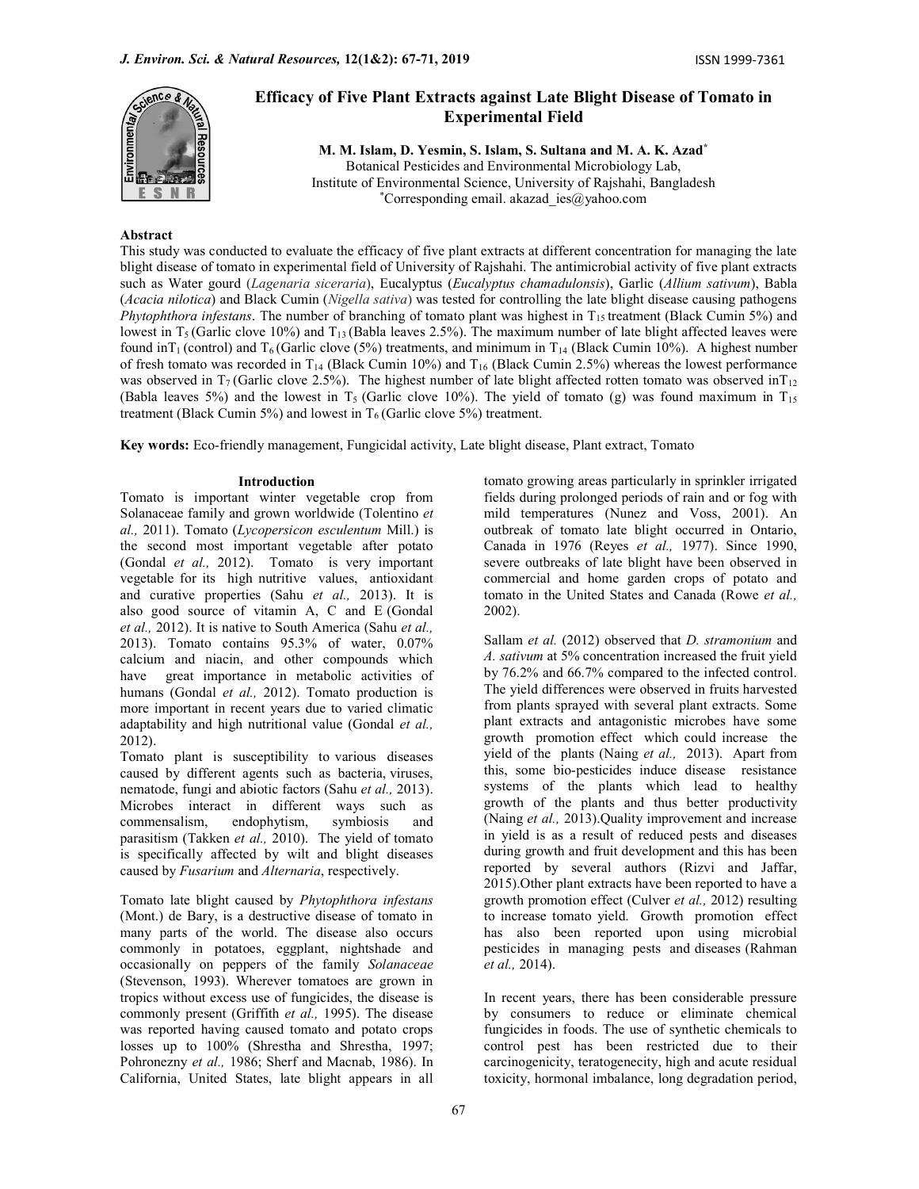# Efficacy of Five Plant Extracts against Late Blight Disease of Tomato in Experimental Field

**M. M. Islam, D. Yesmin, S. Islam, S. Sultana and M. A. K. Azad***

Botanical Pesticides and Environmental Microbiology Lab,
Institute of Environmental Science, University of Rajshahi, Bangladesh
*Corresponding email. akazad_ies@yahoo.com

## Abstract

This study was conducted to evaluate the efficacy of five plant extracts at different concentration for managing the late blight disease of tomato in experimental field of University of Rajshahi. The antimicrobial activity of five plant extracts such as Water gourd (*Lagenaria siceraria*), Eucalyptus (*Eucalyptus chamadulonsis*), Garlic (*Allium sativum*), Babla (*Acacia nilotica*) and Black Cumin (*Nigella sativa*) was tested for controlling the late blight disease causing pathogens *Phytophthora infestans*. The number of branching of tomato plant was highest in $T_{15}$ treatment (Black Cumin 5%) and lowest in $T_5$ (Garlic clove 10%) and $T_{13}$ (Babla leaves 2.5%). The maximum number of late blight affected leaves were found in$T_1$ (control) and $T_6$ (Garlic clove (5%) treatments, and minimum in $T_{14}$ (Black Cumin 10%). A highest number of fresh tomato was recorded in $T_{14}$ (Black Cumin 10%) and $T_{16}$ (Black Cumin 2.5%) whereas the lowest performance was observed in $T_7$ (Garlic clove 2.5%). The highest number of late blight affected rotten tomato was observed in$T_{12}$ (Babla leaves 5%) and the lowest in $T_5$ (Garlic clove 10%). The yield of tomato (g) was found maximum in $T_{15}$ treatment (Black Cumin 5%) and lowest in $T_6$ (Garlic clove 5%) treatment.

**Key words:** Eco-friendly management, Fungicidal activity, Late blight disease, Plant extract, Tomato

## Introduction

Tomato is important winter vegetable crop from Solanaceae family and grown worldwide (Tolentino *et al.,* 2011). Tomato (*Lycopersicon esculentum* Mill.) is the second most important vegetable after potato (Gondal *et al.,* 2012). Tomato is very important vegetable for its high nutritive values, antioxidant and curative properties (Sahu *et al.,* 2013). It is also good source of vitamin A, C and E (Gondal *et al.,* 2012). It is native to South America (Sahu *et al.,* 2013). Tomato contains 95.3% of water, 0.07% calcium and niacin, and other compounds which have great importance in metabolic activities of humans (Gondal *et al.,* 2012). Tomato production is more important in recent years due to varied climatic adaptability and high nutritional value (Gondal *et al.,* 2012).

Tomato plant is susceptibility to various diseases caused by different agents such as bacteria, viruses, nematode, fungi and abiotic factors (Sahu *et al.,* 2013). Microbes interact in different ways such as commensalism, endophytism, symbiosis and parasitism (Takken *et al.,* 2010). The yield of tomato is specifically affected by wilt and blight diseases caused by *Fusarium* and *Alternaria*, respectively.

Tomato late blight caused by *Phytophthora infestans* (Mont.) de Bary, is a destructive disease of tomato in many parts of the world. The disease also occurs commonly in potatoes, eggplant, nightshade and occasionally on peppers of the family *Solanaceae* (Stevenson, 1993). Wherever tomatoes are grown in tropics without excess use of fungicides, the disease is commonly present (Griffith *et al.,* 1995). The disease was reported having caused tomato and potato crops losses up to 100% (Shrestha and Shrestha, 1997; Pohronezny *et al.,* 1986; Sherf and Macnab, 1986). In California, United States, late blight appears in all tomato growing areas particularly in sprinkler irrigated fields during prolonged periods of rain and or fog with mild temperatures (Nunez and Voss, 2001). An outbreak of tomato late blight occurred in Ontario, Canada in 1976 (Reyes *et al.,* 1977). Since 1990, severe outbreaks of late blight have been observed in commercial and home garden crops of potato and tomato in the United States and Canada (Rowe *et al.,* 2002).

Sallam *et al.* (2012) observed that *D. stramonium* and *A. sativum* at 5% concentration increased the fruit yield by 76.2% and 66.7% compared to the infected control. The yield differences were observed in fruits harvested from plants sprayed with several plant extracts. Some plant extracts and antagonistic microbes have some growth promotion effect which could increase the yield of the plants (Naing *et al.,* 2013). Apart from this, some bio-pesticides induce disease resistance systems of the plants which lead to healthy growth of the plants and thus better productivity (Naing *et al.,* 2013).Quality improvement and increase in yield is as a result of reduced pests and diseases during growth and fruit development and this has been reported by several authors (Rizvi and Jaffar, 2015).Other plant extracts have been reported to have a growth promotion effect (Culver *et al.,* 2012) resulting to increase tomato yield. Growth promotion effect has also been reported upon using microbial pesticides in managing pests and diseases (Rahman *et al.,* 2014).

In recent years, there has been considerable pressure by consumers to reduce or eliminate chemical fungicides in foods. The use of synthetic chemicals to control pest has been restricted due to their carcinogenicity, teratogenecity, high and acute residual toxicity, hormonal imbalance, long degradation period,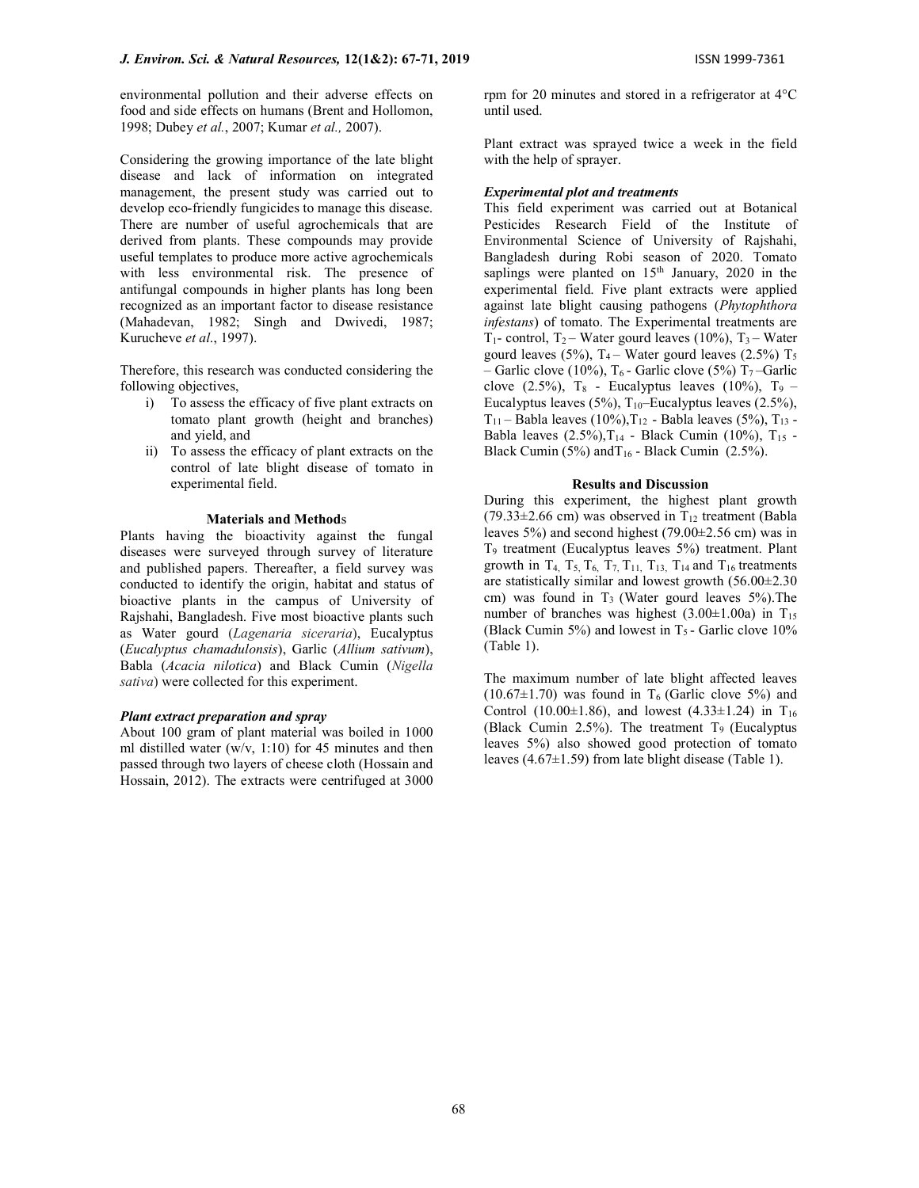environmental pollution and their adverse effects on food and side effects on humans (Brent and Hollomon, 1998; Dubey *et al.*, 2007; Kumar *et al.,* 2007).

Considering the growing importance of the late blight disease and lack of information on integrated management, the present study was carried out to develop eco-friendly fungicides to manage this disease. There are number of useful agrochemicals that are derived from plants. These compounds may provide useful templates to produce more active agrochemicals with less environmental risk. The presence of antifungal compounds in higher plants has long been recognized as an important factor to disease resistance (Mahadevan, 1982; Singh and Dwivedi, 1987; Kurucheve *et al*., 1997).

Therefore, this research was conducted considering the following objectives,

i) To assess the efficacy of five plant extracts on tomato plant growth (height and branches) and yield, and
ii) To assess the efficacy of plant extracts on the control of late blight disease of tomato in experimental field.

## Materials and Methods

Plants having the bioactivity against the fungal diseases were surveyed through survey of literature and published papers. Thereafter, a field survey was conducted to identify the origin, habitat and status of bioactive plants in the campus of University of Rajshahi, Bangladesh. Five most bioactive plants such as Water gourd (*Lagenaria siceraria*), Eucalyptus (*Eucalyptus chamadulonsis*), Garlic (*Allium sativum*), Babla (*Acacia nilotica*) and Black Cumin (*Nigella sativa*) were collected for this experiment.

### *Plant extract preparation and spray*

About 100 gram of plant material was boiled in 1000 ml distilled water (w/v, 1:10) for 45 minutes and then passed through two layers of cheese cloth (Hossain and Hossain, 2012). The extracts were centrifuged at 3000 rpm for 20 minutes and stored in a refrigerator at 4°C until used.

Plant extract was sprayed twice a week in the field with the help of sprayer.

### *Experimental plot and treatments*

This field experiment was carried out at Botanical Pesticides Research Field of the Institute of Environmental Science of University of Rajshahi, Bangladesh during Robi season of 2020. Tomato saplings were planted on 15th January, 2020 in the experimental field. Five plant extracts were applied against late blight causing pathogens (*Phytophthora infestans*) of tomato. The Experimental treatments are $T_1$- control, $T_2$ – Water gourd leaves (10%), $T_3$ – Water gourd leaves (5%), $T_4$ – Water gourd leaves (2.5%) $T_5$ – Garlic clove (10%), $T_6$ - Garlic clove (5%) $T_7$ –Garlic clove (2.5%), $T_8$ - Eucalyptus leaves (10%), $T_9$ – Eucalyptus leaves (5%), $T_{10}$–Eucalyptus leaves (2.5%), $T_{11}$ – Babla leaves (10%),$T_{12}$ - Babla leaves (5%), $T_{13}$ - Babla leaves (2.5%),$T_{14}$ - Black Cumin (10%), $T_{15}$ - Black Cumin (5%) and $T_{16}$ - Black Cumin (2.5%).

## Results and Discussion

During this experiment, the highest plant growth (79.33±2.66 cm) was observed in $T_{12}$ treatment (Babla leaves 5%) and second highest (79.00±2.56 cm) was in $T_9$ treatment (Eucalyptus leaves 5%) treatment. Plant growth in $T_4$, $T_5$, $T_6$, $T_7$, $T_{11}$, $T_{13}$, $T_{14}$ and $T_{16}$ treatments are statistically similar and lowest growth (56.00±2.30 cm) was found in $T_3$ (Water gourd leaves 5%).The number of branches was highest (3.00±1.00a) in $T_{15}$ (Black Cumin 5%) and lowest in $T_5$ - Garlic clove 10% (Table 1).

The maximum number of late blight affected leaves (10.67±1.70) was found in $T_6$ (Garlic clove 5%) and Control (10.00±1.86), and lowest (4.33±1.24) in $T_{16}$ (Black Cumin 2.5%). The treatment $T_9$ (Eucalyptus leaves 5%) also showed good protection of tomato leaves (4.67±1.59) from late blight disease (Table 1).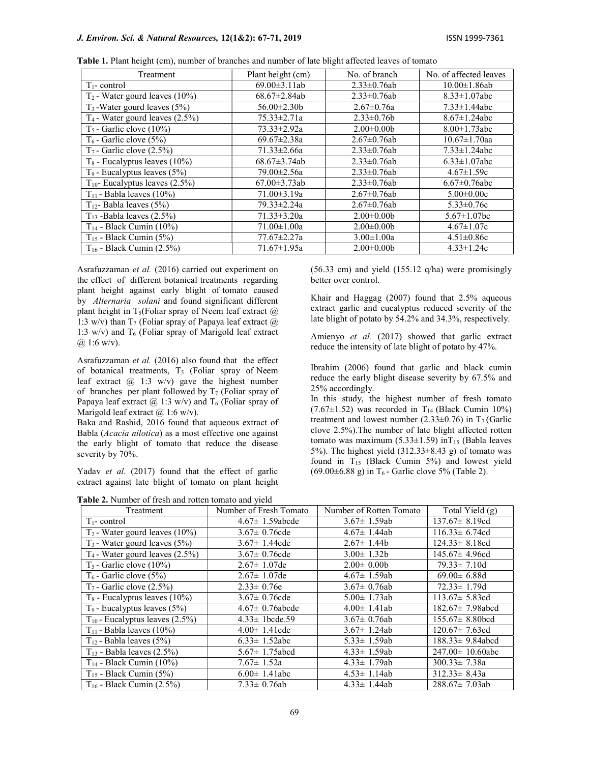**Table 1.** Plant height (cm), number of branches and number of late blight affected leaves of tomato

| Treatment | Plant height (cm) | No. of branch | No. of affected leaves |
|---|---|---|---|
| $T_1$- control | 69.00±3.11ab | 2.33±0.76ab | 10.00±1.86ab |
| $T_2$ - Water gourd leaves (10%) | 68.67±2.84ab | 2.33±0.76ab | 8.33±1.07abc |
| $T_3$ -Water gourd leaves (5%) | 56.00±2.30b | 2.67±0.76a | 7.33±1.44abc |
| $T_4$ - Water gourd leaves (2.5%) | 75.33±2.71a | 2.33±0.76b | 8.67±1.24abc |
| $T_5$ - Garlic clove (10%) | 73.33±2.92a | 2.00±0.00b | 8.00±1.73abc |
| $T_6$ - Garlic clove (5%) | 69.67±2.38a | 2.67±0.76ab | 10.67±1.70aa |
| $T_7$ - Garlic clove (2.5%) | 71.33±2.66a | 2.33±0.76ab | 7.33±1.24abc |
| $T_8$ - Eucalyptus leaves (10%) | 68.67±3.74ab | 2.33±0.76ab | 6.33±1.07abc |
| $T_9$ - Eucalyptus leaves (5%) | 79.00±2.56a | 2.33±0.76ab | 4.67±1.59c |
| $T_{10}$- Eucalyptus leaves (2.5%) | 67.00±3.73ab | 2.33±0.76ab | 6.67±0.76abc |
| $T_{11}$ - Babla leaves (10%) | 71.00±3.19a | 2.67±0.76ab | 5.00±0.00c |
| $T_{12}$- Babla leaves (5%) | 79.33±2.24a | 2.67±0.76ab | 5.33±0.76c |
| $T_{13}$ -Babla leaves (2.5%) | 71.33±3.20a | 2.00±0.00b | 5.67±1.07bc |
| $T_{14}$ - Black Cumin (10%) | 71.00±1.00a | 2.00±0.00b | 4.67±1.07c |
| $T_{15}$ - Black Cumin (5%) | 77.67±2.27a | 3.00±1.00a | 4.51±0.86c |
| $T_{16}$ - Black Cumin (2.5%) | 71.67±1.95a | 2.00±0.00b | 4.33±1.24c |

Asrafuzzaman *et al.* (2016) carried out experiment on the effect of different botanical treatments regarding plant height against early blight of tomato caused by *Alternaria solani* and found significant different plant height in $T_5$(Foliar spray of Neem leaf extract @ 1:3 w/v) than $T_7$ (Foliar spray of Papaya leaf extract @ 1:3 w/v) and $T_6$ (Foliar spray of Marigold leaf extract @ 1:6 w/v).

Asrafuzzaman *et al.* (2016) also found that the effect of botanical treatments, $T_5$ (Foliar spray of Neem leaf extract @ 1:3 w/v) gave the highest number of branches per plant followed by $T_7$ (Foliar spray of Papaya leaf extract @ 1:3 w/v) and $T_6$ (Foliar spray of Marigold leaf extract @ 1:6 w/v).

Baka and Rashid, 2016 found that aqueous extract of Babla (*Acacia nilotica*) as a most effective one against the early blight of tomato that reduce the disease severity by 70%.

Yadav *et al*. (2017) found that the effect of garlic extract against late blight of tomato on plant height (56.33 cm) and yield (155.12 q/ha) were promisingly better over control.

Khair and Haggag (2007) found that 2.5% aqueous extract garlic and eucalyptus reduced severity of the late blight of potato by 54.2% and 34.3%, respectively.

Amienyo *et al.* (2017) showed that garlic extract reduce the intensity of late blight of potato by 47%.

Ibrahim (2006) found that garlic and black cumin reduce the early blight disease severity by 67.5% and 25% accordingly.

In this study, the highest number of fresh tomato (7.67±1.52) was recorded in $T_{14}$ (Black Cumin 10%) treatment and lowest number (2.33±0.76) in $T_7$ (Garlic clove 2.5%).The number of late blight affected rotten tomato was maximum (5.33±1.59) in$T_{15}$ (Babla leaves 5%). The highest yield (312.33±8.43 g) of tomato was found in $T_{15}$ (Black Cumin 5%) and lowest yield (69.00±6.88 g) in $T_6$ - Garlic clove 5% (Table 2).

**Table 2.** Number of fresh and rotten tomato and yield

| Treatment | Number of Fresh Tomato | Number of Rotten Tomato | Total Yield (g) |
|---|---|---|---|
| $T_1$- control | 4.67± 1.59abcde | 3.67± 1.59ab | 137.67± 8.19cd |
| $T_2$ - Water gourd leaves (10%) | 3.67± 0.76cde | 4.67± 1.44ab | 116.33± 6.74cd |
| $T_3$ - Water gourd leaves (5%) | 3.67± 1.44cde | 2.67± 1.44b | 124.33± 8.18cd |
| $T_4$ - Water gourd leaves (2.5%) | 3.67± 0.76cde | 3.00± 1.32b | 145.67± 4.96cd |
| $T_5$ - Garlic clove (10%) | 2.67± 1.07de | 2.00± 0.00b | 79.33± 7.10d |
| $T_6$ - Garlic clove (5%) | 2.67± 1.07de | 4.67± 1.59ab | 69.00± 6.88d |
| $T_7$ - Garlic clove (2.5%) | 2.33± 0.76e | 3.67± 0.76ab | 72.33± 1.79d |
| $T_8$ - Eucalyptus leaves (10%) | 3.67± 0.76cde | 5.00± 1.73ab | 113.67± 5.83cd |
| $T_9$ - Eucalyptus leaves (5%) | 4.67± 0.76abcde | 4.00± 1.41ab | 182.67± 7.98abcd |
| $T_{10}$ - Eucalyptus leaves (2.5%) | 4.33± 1bcde.59 | 3.67± 0.76ab | 155.67± 8.80bcd |
| $T_{11}$ - Babla leaves (10%) | 4.00± 1.41cde | 3.67± 1.24ab | 120.67± 7.63cd |
| $T_{12}$ - Babla leaves (5%) | 6.33± 1.52abc | 5.33± 1.59ab | 188.33± 9.84abcd |
| $T_{13}$ - Babla leaves (2.5%) | 5.67± 1.75abcd | 4.33± 1.59ab | 247.00± 10.60abc |
| $T_{14}$ - Black Cumin (10%) | 7.67± 1.52a | 4.33± 1.79ab | 300.33± 7.38a |
| $T_{15}$ - Black Cumin (5%) | 6.00± 1.41abc | 4.53± 1.14ab | 312.33± 8.43a |
| $T_{16}$ - Black Cumin (2.5%) | 7.33± 0.76ab | 4.33± 1.44ab | 288.67± 7.03ab |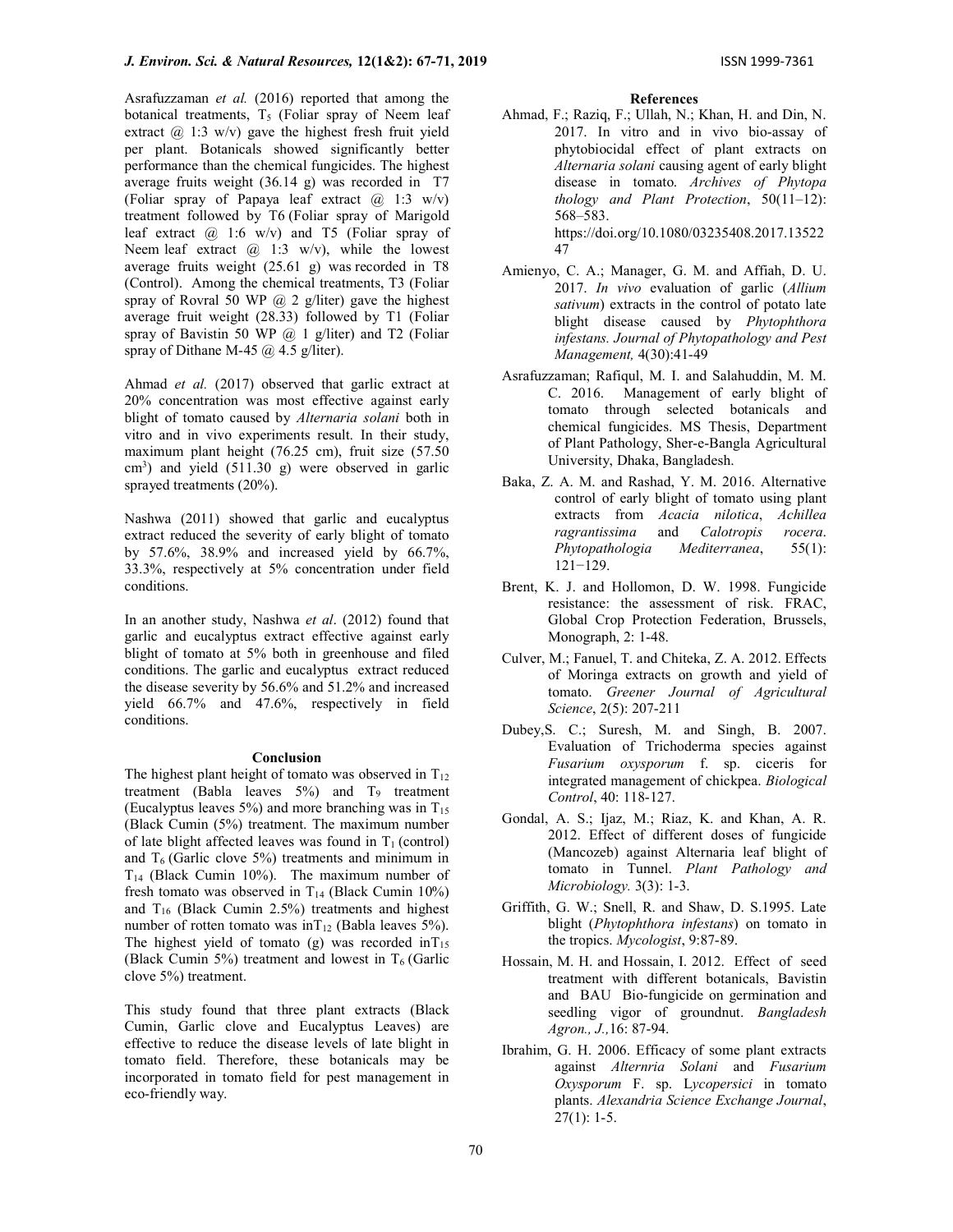Asrafuzzaman *et al.* (2016) reported that among the botanical treatments, $T_5$ (Foliar spray of Neem leaf extract @ 1:3 w/v) gave the highest fresh fruit yield per plant. Botanicals showed significantly better performance than the chemical fungicides. The highest average fruits weight (36.14 g) was recorded in T7 (Foliar spray of Papaya leaf extract @ 1:3 w/v) treatment followed by T6 (Foliar spray of Marigold leaf extract @ 1:6 w/v) and T5 (Foliar spray of Neem leaf extract @ 1:3 w/v), while the lowest average fruits weight (25.61 g) was recorded in T8 (Control). Among the chemical treatments, T3 (Foliar spray of Rovral 50 WP @ 2 g/liter) gave the highest average fruit weight (28.33) followed by T1 (Foliar spray of Bavistin 50 WP @ 1 g/liter) and T2 (Foliar spray of Dithane M-45 @ 4.5 g/liter).

Ahmad *et al.* (2017) observed that garlic extract at 20% concentration was most effective against early blight of tomato caused by *Alternaria solani* both in vitro and in vivo experiments result. In their study, maximum plant height (76.25 cm), fruit size (57.50 $cm^3$) and yield (511.30 g) were observed in garlic sprayed treatments (20%).

Nashwa (2011) showed that garlic and eucalyptus extract reduced the severity of early blight of tomato by 57.6%, 38.9% and increased yield by 66.7%, 33.3%, respectively at 5% concentration under field conditions.

In an another study, Nashwa *et al*. (2012) found that garlic and eucalyptus extract effective against early blight of tomato at 5% both in greenhouse and filed conditions. The garlic and eucalyptus extract reduced the disease severity by 56.6% and 51.2% and increased yield 66.7% and 47.6%, respectively in field conditions.

## Conclusion

The highest plant height of tomato was observed in $T_{12}$ treatment (Babla leaves 5%) and $T_9$ treatment (Eucalyptus leaves 5%) and more branching was in $T_{15}$ (Black Cumin (5%) treatment. The maximum number of late blight affected leaves was found in $T_1$ (control) and $T_6$ (Garlic clove 5%) treatments and minimum in $T_{14}$ (Black Cumin 10%). The maximum number of fresh tomato was observed in $T_{14}$ (Black Cumin 10%) and $T_{16}$ (Black Cumin 2.5%) treatments and highest number of rotten tomato was in$T_{12}$ (Babla leaves 5%). The highest yield of tomato (g) was recorded in$T_{15}$ (Black Cumin 5%) treatment and lowest in $T_6$ (Garlic clove 5%) treatment.

This study found that three plant extracts (Black Cumin, Garlic clove and Eucalyptus Leaves) are effective to reduce the disease levels of late blight in tomato field. Therefore, these botanicals may be incorporated in tomato field for pest management in eco-friendly way.

## References

Ahmad, F.; Raziq, F.; Ullah, N.; Khan, H. and Din, N. 2017. In vitro and in vivo bio-assay of phytobiocidal effect of plant extracts on *Alternaria solani* causing agent of early blight disease in tomato. *Archives of Phytopa thology and Plant Protection*, 50(11–12): 568–583. https://doi.org/10.1080/03235408.2017.1352247

Amienyo, C. A.; Manager, G. M. and Affiah, D. U. 2017. *In vivo* evaluation of garlic (*Allium sativum*) extracts in the control of potato late blight disease caused by *Phytophthora infestans. Journal of Phytopathology and Pest Management,* 4(30):41-49

Asrafuzzaman; Rafiqul, M. I. and Salahuddin, M. M. C. 2016. Management of early blight of tomato through selected botanicals and chemical fungicides. MS Thesis, Department of Plant Pathology, Sher-e-Bangla Agricultural University, Dhaka, Bangladesh.

Baka, Z. A. M. and Rashad, Y. M. 2016. Alternative control of early blight of tomato using plant extracts from *Acacia nilotica*, *Achillea ragrantissima* and *Calotropis rocera*. *Phytopathologia Mediterranea*, 55(1): 121−129.

Brent, K. J. and Hollomon, D. W. 1998. Fungicide resistance: the assessment of risk. FRAC, Global Crop Protection Federation, Brussels, Monograph, 2: 1-48.

Culver, M.; Fanuel, T. and Chiteka, Z. A. 2012. Effects of Moringa extracts on growth and yield of tomato. *Greener Journal of Agricultural Science*, 2(5): 207-211

Dubey,S. C.; Suresh, M. and Singh, B. 2007. Evaluation of Trichoderma species against *Fusarium oxysporum* f. sp. ciceris for integrated management of chickpea. *Biological Control*, 40: 118-127.

Gondal, A. S.; Ijaz, M.; Riaz, K. and Khan, A. R. 2012. Effect of different doses of fungicide (Mancozeb) against Alternaria leaf blight of tomato in Tunnel. *Plant Pathology and Microbiology.* 3(3): 1-3.

Griffith, G. W.; Snell, R. and Shaw, D. S.1995. Late blight (*Phytophthora infestans*) on tomato in the tropics. *Mycologist*, 9:87-89.

Hossain, M. H. and Hossain, I. 2012. Effect of seed treatment with different botanicals, Bavistin and BAU Bio-fungicide on germination and seedling vigor of groundnut. *Bangladesh Agron., J.,*16: 87-94.

Ibrahim, G. H. 2006. Efficacy of some plant extracts against *Alternria Solani* and *Fusarium Oxysporum* F. sp. L*ycopersici* in tomato plants. *Alexandria Science Exchange Journal*, 27(1): 1-5.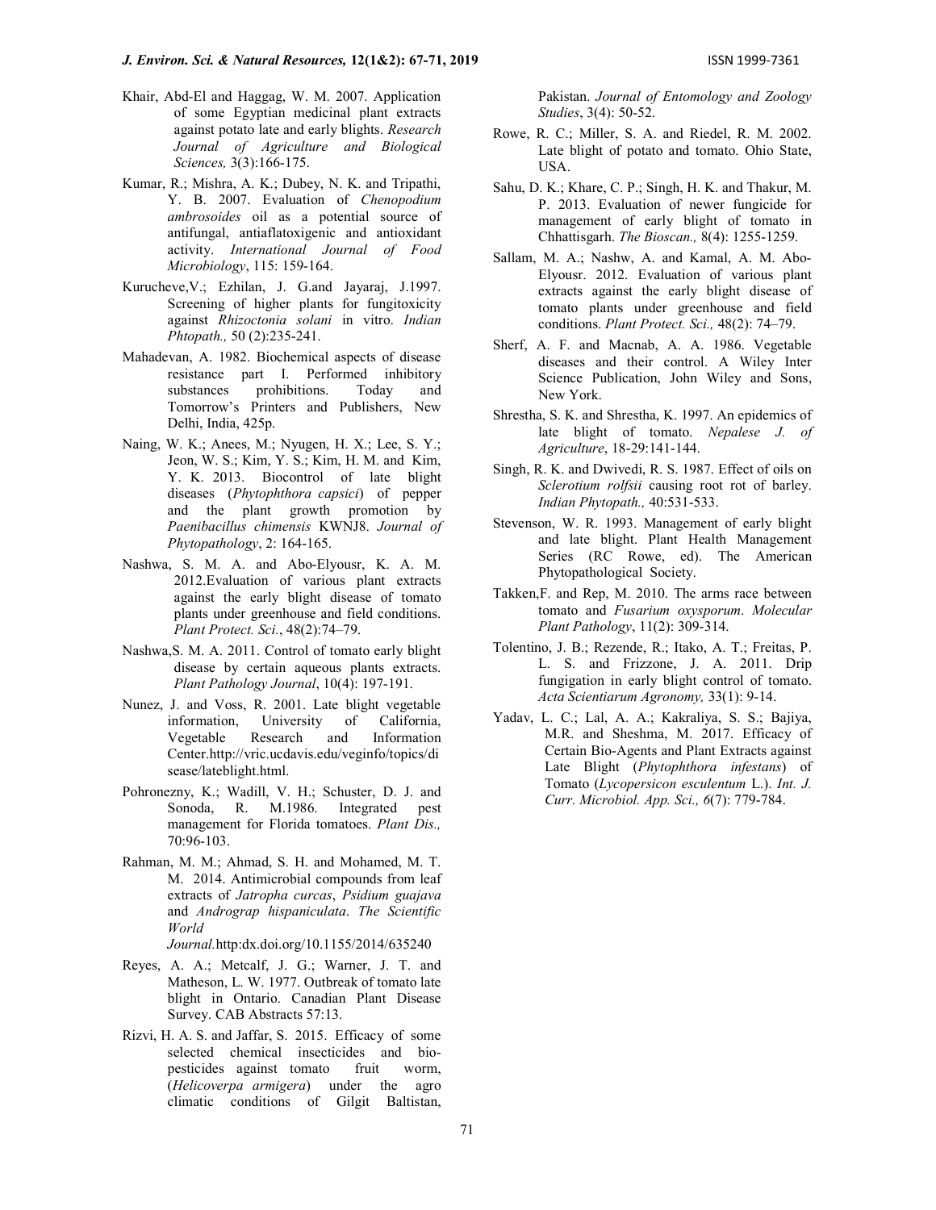Khair, Abd-El and Haggag, W. M. 2007. Application of some Egyptian medicinal plant extracts against potato late and early blights. *Research Journal of Agriculture and Biological Sciences,* 3(3):166-175.

Kumar, R.; Mishra, A. K.; Dubey, N. K. and Tripathi, Y. B. 2007. Evaluation of *Chenopodium ambrosoides* oil as a potential source of antifungal, antiaflatoxigenic and antioxidant activity. *International Journal of Food Microbiology*, 115: 159-164.

Kurucheve,V.; Ezhilan, J. G.and Jayaraj, J.1997. Screening of higher plants for fungitoxicity against *Rhizoctonia solani* in vitro. *Indian Phtopath.,* 50 (2):235-241.

Mahadevan, A. 1982. Biochemical aspects of disease resistance part I. Performed inhibitory substances prohibitions. Today and Tomorrow's Printers and Publishers, New Delhi, India, 425p.

Naing, W. K.; Anees, M.; Nyugen, H. X.; Lee, S. Y.; Jeon, W. S.; Kim, Y. S.; Kim, H. M. and Kim, Y. K. 2013. Biocontrol of late blight diseases (*Phytophthora capsici*) of pepper and the plant growth promotion by *Paenibacillus chimensis* KWNJ8. *Journal of Phytopathology*, 2: 164-165.

Nashwa, S. M. A. and Abo-Elyousr, K. A. M. 2012.Evaluation of various plant extracts against the early blight disease of tomato plants under greenhouse and field conditions. *Plant Protect. Sci.*, 48(2):74–79.

Nashwa,S. M. A. 2011. Control of tomato early blight disease by certain aqueous plants extracts. *Plant Pathology Journal*, 10(4): 197-191.

Nunez, J. and Voss, R. 2001. Late blight vegetable information, University of California, Vegetable Research and Information Center.http://vric.ucdavis.edu/veginfo/topics/disease/lateblight.html.

Pohronezny, K.; Wadill, V. H.; Schuster, D. J. and Sonoda, R. M.1986. Integrated pest management for Florida tomatoes. *Plant Dis.,* 70:96-103.

Rahman, M. M.; Ahmad, S. H. and Mohamed, M. T. M. 2014. Antimicrobial compounds from leaf extracts of *Jatropha curcas*, *Psidium guajava* and *Andrograp hispaniculata*. *The Scientific World Journal.*http:dx.doi.org/10.1155/2014/635240

Reyes, A. A.; Metcalf, J. G.; Warner, J. T. and Matheson, L. W. 1977. Outbreak of tomato late blight in Ontario. Canadian Plant Disease Survey. CAB Abstracts 57:13.

Rizvi, H. A. S. and Jaffar, S. 2015. Efficacy of some selected chemical insecticides and bio-pesticides against tomato fruit worm, (*Helicoverpa armigera*) under the agro climatic conditions of Gilgit Baltistan, Pakistan. *Journal of Entomology and Zoology Studies*, 3(4): 50-52.

Rowe, R. C.; Miller, S. A. and Riedel, R. M. 2002. Late blight of potato and tomato. Ohio State, USA.

Sahu, D. K.; Khare, C. P.; Singh, H. K. and Thakur, M. P. 2013. Evaluation of newer fungicide for management of early blight of tomato in Chhattisgarh. *The Bioscan.,* 8(4): 1255-1259.

Sallam, M. A.; Nashw, A. and Kamal, A. M. Abo-Elyousr. 2012. Evaluation of various plant extracts against the early blight disease of tomato plants under greenhouse and field conditions. *Plant Protect. Sci.,* 48(2): 74–79.

Sherf, A. F. and Macnab, A. A. 1986. Vegetable diseases and their control. A Wiley Inter Science Publication, John Wiley and Sons, New York.

Shrestha, S. K. and Shrestha, K. 1997. An epidemics of late blight of tomato. *Nepalese J. of Agriculture*, 18-29:141-144.

Singh, R. K. and Dwivedi, R. S. 1987. Effect of oils on *Sclerotium rolfsii* causing root rot of barley. *Indian Phytopath.,* 40:531-533.

Stevenson, W. R. 1993. Management of early blight and late blight. Plant Health Management Series (RC Rowe, ed). The American Phytopathological Society.

Takken,F. and Rep, M. 2010. The arms race between tomato and *Fusarium oxysporum*. *Molecular Plant Pathology*, 11(2): 309-314.

Tolentino, J. B.; Rezende, R.; Itako, A. T.; Freitas, P. L. S. and Frizzone, J. A. 2011. Drip fungigation in early blight control of tomato. *Acta Scientiarum Agronomy,* 33(1): 9-14.

Yadav, L. C.; Lal, A. A.; Kakraliya, S. S.; Bajiya, M.R. and Sheshma, M. 2017. Efficacy of Certain Bio-Agents and Plant Extracts against Late Blight (*Phytophthora infestans*) of Tomato (*Lycopersicon esculentum* L.). *Int. J. Curr. Microbiol. App. Sci., 6*(7): 779-784.